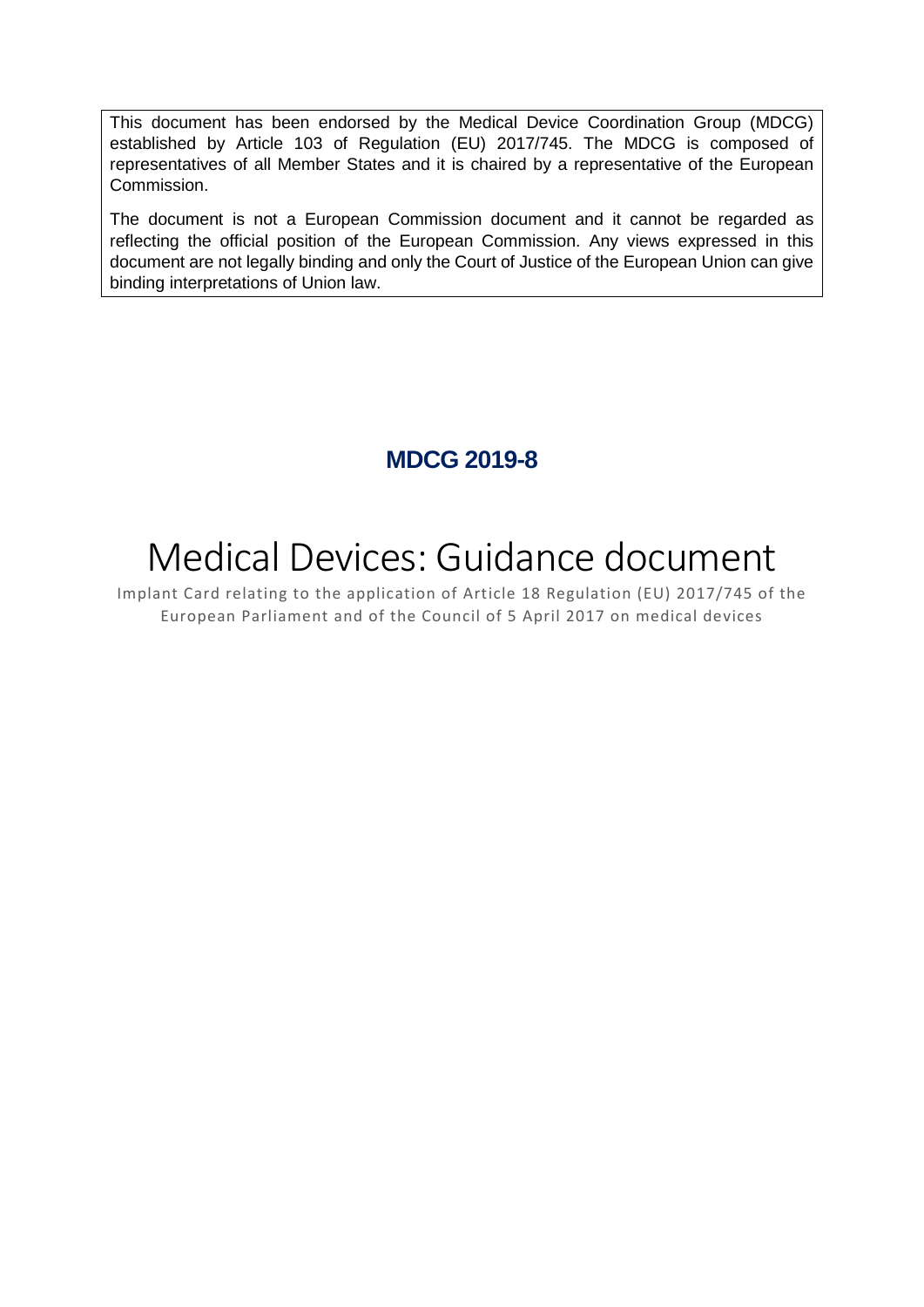This document has been endorsed by the Medical Device Coordination Group (MDCG) established by Article 103 of Regulation (EU) 2017/745. The MDCG is composed of representatives of all Member States and it is chaired by a representative of the European Commission.

The document is not a European Commission document and it cannot be regarded as reflecting the official position of the European Commission. Any views expressed in this document are not legally binding and only the Court of Justice of the European Union can give binding interpretations of Union law.

**MDCG 2019-8**

# Medical Devices: Guidance document

Implant Card relating to the application of Article 18 Regulation (EU) 2017/745 of the European Parliament and of the Council of 5 April 2017 on medical devices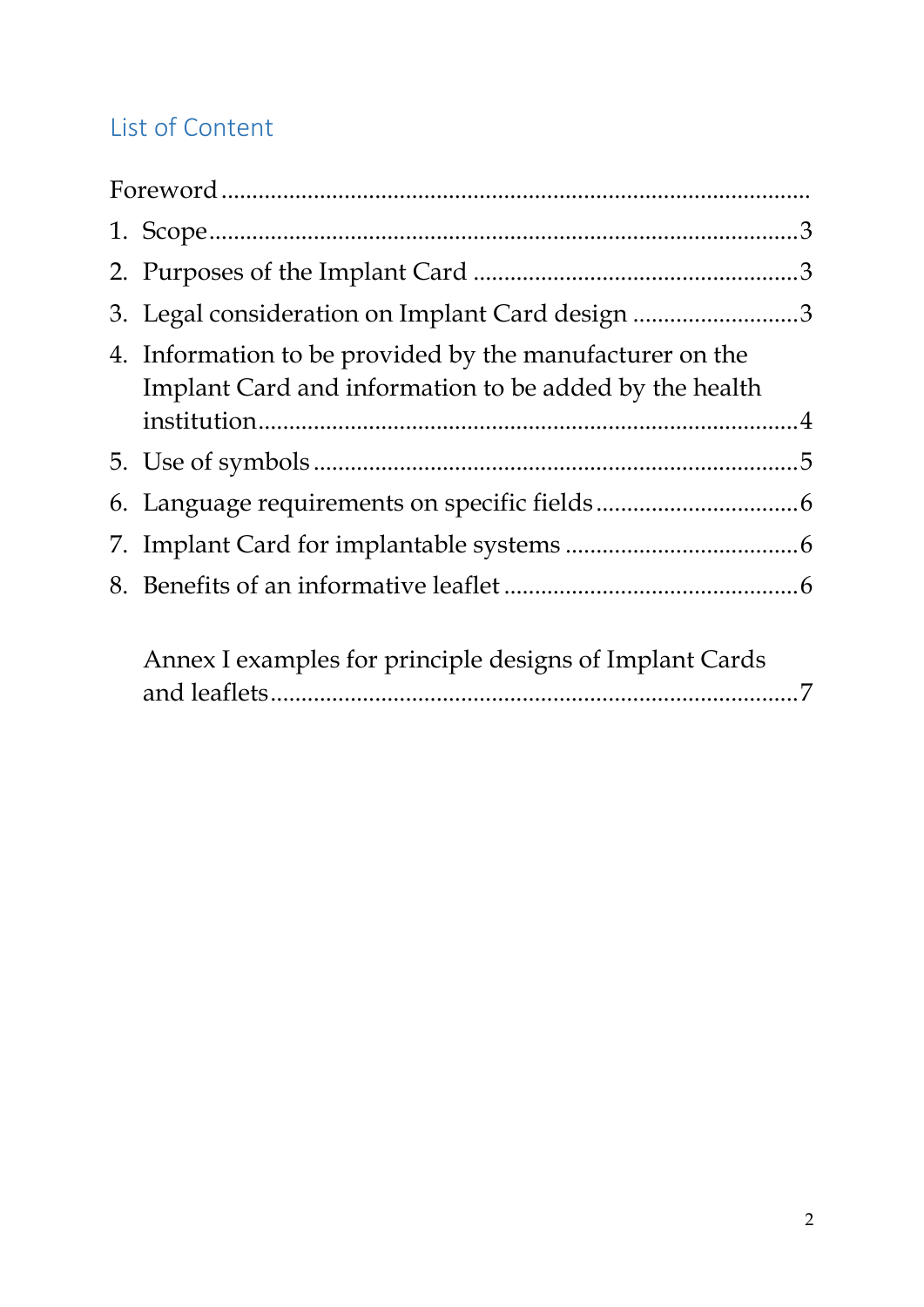## List of Content

Foreword ...............................................................................................

1. Scope.............................................................................................3
2. Purposes of the Implant Card ....................................................3
3. Legal consideration on Implant Card design ...........................3
4. Information to be provided by the manufacturer on the Implant Card and information to be added by the health institution.......................................................................................4
5. Use of symbols ...............................................................................5
6. Language requirements on specific fields.................................6
7. Implant Card for implantable systems ......................................6
8. Benefits of an informative leaflet ................................................6

Annex I examples for principle designs of Implant Cards and leaflets.....................................................................................7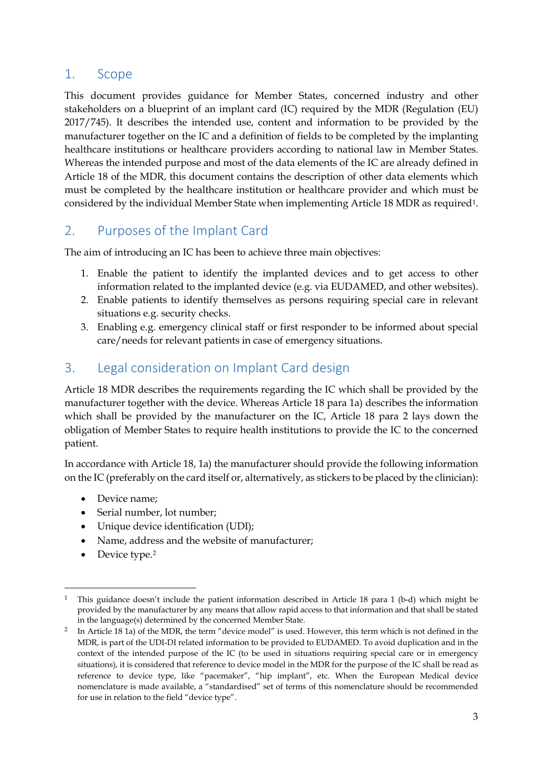## 1. Scope

This document provides guidance for Member States, concerned industry and other stakeholders on a blueprint of an implant card (IC) required by the MDR (Regulation (EU) 2017/745). It describes the intended use, content and information to be provided by the manufacturer together on the IC and a definition of fields to be completed by the implanting healthcare institutions or healthcare providers according to national law in Member States. Whereas the intended purpose and most of the data elements of the IC are already defined in Article 18 of the MDR, this document contains the description of other data elements which must be completed by the healthcare institution or healthcare provider and which must be considered by the individual Member State when implementing Article 18 MDR as required[1].

## 2. Purposes of the Implant Card

The aim of introducing an IC has been to achieve three main objectives:

1. Enable the patient to identify the implanted devices and to get access to other information related to the implanted device (e.g. via EUDAMED, and other websites).
2. Enable patients to identify themselves as persons requiring special care in relevant situations e.g. security checks.
3. Enabling e.g. emergency clinical staff or first responder to be informed about special care/needs for relevant patients in case of emergency situations.

## 3. Legal consideration on Implant Card design

Article 18 MDR describes the requirements regarding the IC which shall be provided by the manufacturer together with the device. Whereas Article 18 para 1a) describes the information which shall be provided by the manufacturer on the IC, Article 18 para 2 lays down the obligation of Member States to require health institutions to provide the IC to the concerned patient.

In accordance with Article 18, 1a) the manufacturer should provide the following information on the IC (preferably on the card itself or, alternatively, as stickers to be placed by the clinician):

- Device name;
- Serial number, lot number;
- Unique device identification (UDI);
- Name, address and the website of manufacturer;
- Device type.[2]

---

[1] This guidance doesn't include the patient information described in Article 18 para 1 (b-d) which might be provided by the manufacturer by any means that allow rapid access to that information and that shall be stated in the language(s) determined by the concerned Member State.

[2] In Article 18 1a) of the MDR, the term "device model" is used. However, this term which is not defined in the MDR, is part of the UDI-DI related information to be provided to EUDAMED. To avoid duplication and in the context of the intended purpose of the IC (to be used in situations requiring special care or in emergency situations), it is considered that reference to device model in the MDR for the purpose of the IC shall be read as reference to device type, like "pacemaker", "hip implant", etc. When the European Medical device nomenclature is made available, a "standardised" set of terms of this nomenclature should be recommended for use in relation to the field "device type".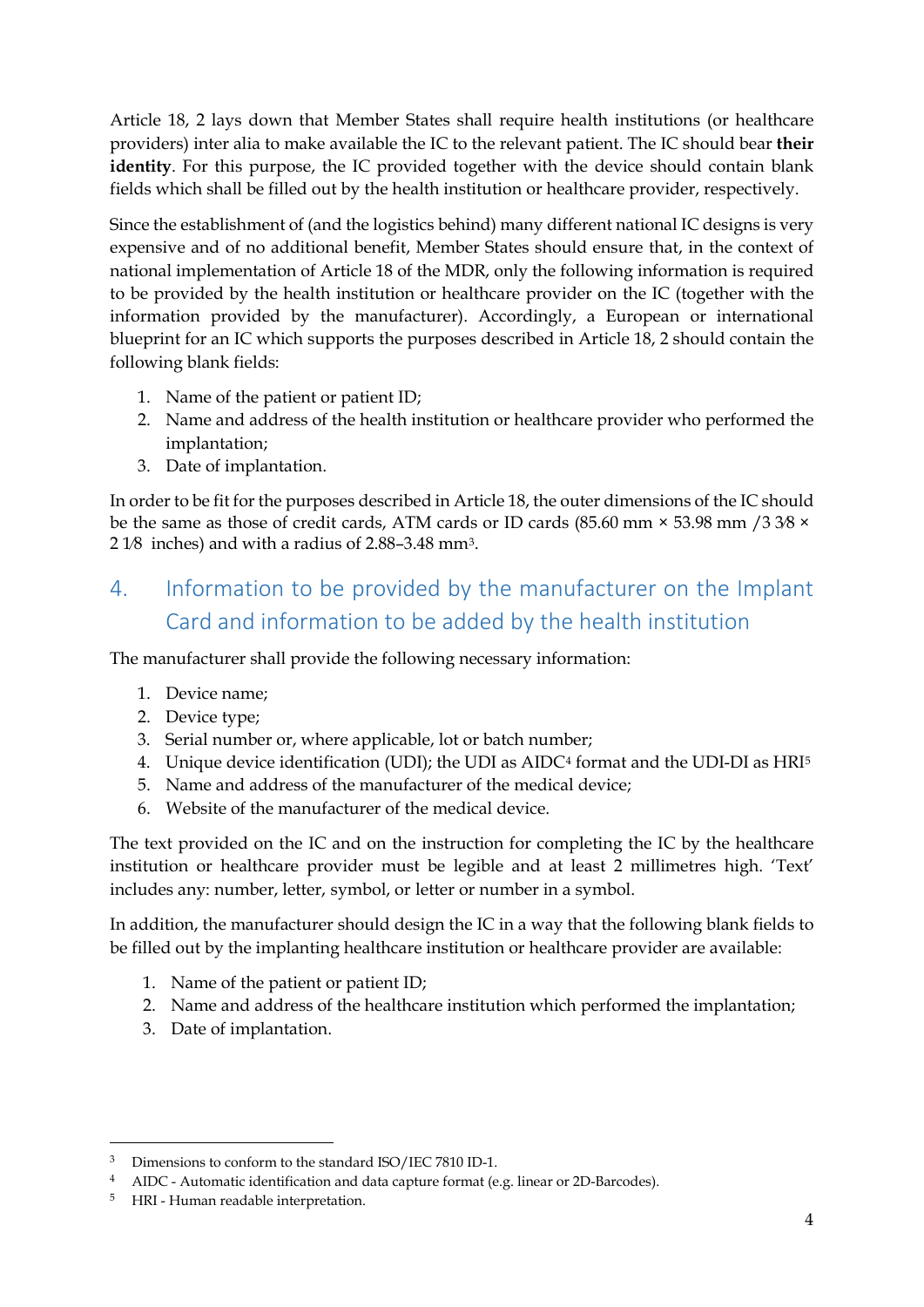Article 18, 2 lays down that Member States shall require health institutions (or healthcare providers) inter alia to make available the IC to the relevant patient. The IC should bear **their identity**. For this purpose, the IC provided together with the device should contain blank fields which shall be filled out by the health institution or healthcare provider, respectively.

Since the establishment of (and the logistics behind) many different national IC designs is very expensive and of no additional benefit, Member States should ensure that, in the context of national implementation of Article 18 of the MDR, only the following information is required to be provided by the health institution or healthcare provider on the IC (together with the information provided by the manufacturer). Accordingly, a European or international blueprint for an IC which supports the purposes described in Article 18, 2 should contain the following blank fields:

1. Name of the patient or patient ID;
2. Name and address of the health institution or healthcare provider who performed the implantation;
3. Date of implantation.

In order to be fit for the purposes described in Article 18, the outer dimensions of the IC should be the same as those of credit cards, ATM cards or ID cards (85.60 mm × 53.98 mm /3 3⁄8 × 2 1⁄8 inches) and with a radius of 2.88–3.48 mm[3].

## 4. Information to be provided by the manufacturer on the Implant Card and information to be added by the health institution

The manufacturer shall provide the following necessary information:

1. Device name;
2. Device type;
3. Serial number or, where applicable, lot or batch number;
4. Unique device identification (UDI); the UDI as AIDC[4] format and the UDI-DI as HRI[5]
5. Name and address of the manufacturer of the medical device;
6. Website of the manufacturer of the medical device.

The text provided on the IC and on the instruction for completing the IC by the healthcare institution or healthcare provider must be legible and at least 2 millimetres high. 'Text' includes any: number, letter, symbol, or letter or number in a symbol.

In addition, the manufacturer should design the IC in a way that the following blank fields to be filled out by the implanting healthcare institution or healthcare provider are available:

1. Name of the patient or patient ID;
2. Name and address of the healthcare institution which performed the implantation;
3. Date of implantation.

---

[3] Dimensions to conform to the standard ISO/IEC 7810 ID-1.

[4] AIDC - Automatic identification and data capture format (e.g. linear or 2D-Barcodes).

[5] HRI - Human readable interpretation.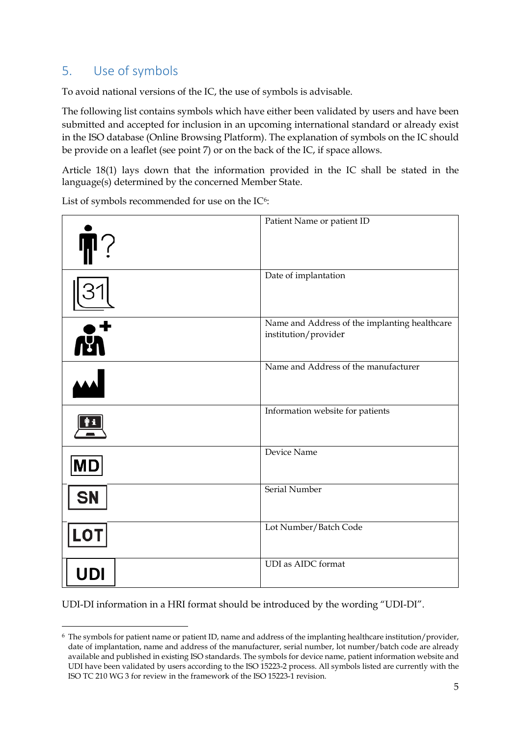## 5. Use of symbols

To avoid national versions of the IC, the use of symbols is advisable.

The following list contains symbols which have either been validated by users and have been submitted and accepted for inclusion in an upcoming international standard or already exist in the ISO database (Online Browsing Platform). The explanation of symbols on the IC should be provide on a leaflet (see point 7) or on the back of the IC, if space allows.

Article 18(1) lays down that the information provided in the IC shall be stated in the language(s) determined by the concerned Member State.

List of symbols recommended for use on the IC[6]:

| Symbol | Meaning |
|---|---|
| | Patient Name or patient ID |
| 31 | Date of implantation |
| | Name and Address of the implanting healthcare institution/provider |
| | Name and Address of the manufacturer |
| | Information website for patients |
| MD | Device Name |
| SN | Serial Number |
| LOT | Lot Number/Batch Code |
| UDI | UDI as AIDC format |

UDI-DI information in a HRI format should be introduced by the wording "UDI-DI".

---

[6] The symbols for patient name or patient ID, name and address of the implanting healthcare institution/provider, date of implantation, name and address of the manufacturer, serial number, lot number/batch code are already available and published in existing ISO standards. The symbols for device name, patient information website and UDI have been validated by users according to the ISO 15223-2 process. All symbols listed are currently with the ISO TC 210 WG 3 for review in the framework of the ISO 15223-1 revision.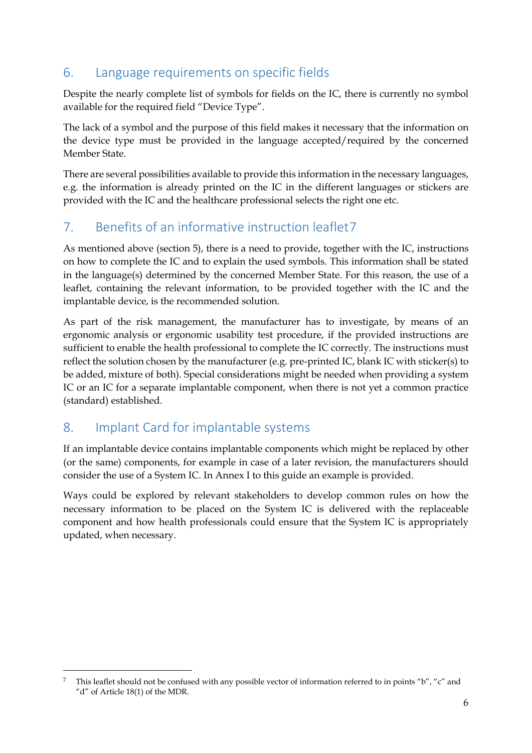## 6. Language requirements on specific fields

Despite the nearly complete list of symbols for fields on the IC, there is currently no symbol available for the required field "Device Type".

The lack of a symbol and the purpose of this field makes it necessary that the information on the device type must be provided in the language accepted/required by the concerned Member State.

There are several possibilities available to provide this information in the necessary languages, e.g. the information is already printed on the IC in the different languages or stickers are provided with the IC and the healthcare professional selects the right one etc.

## 7. Benefits of an informative instruction leaflet[7]

As mentioned above (section 5), there is a need to provide, together with the IC, instructions on how to complete the IC and to explain the used symbols. This information shall be stated in the language(s) determined by the concerned Member State. For this reason, the use of a leaflet, containing the relevant information, to be provided together with the IC and the implantable device, is the recommended solution.

As part of the risk management, the manufacturer has to investigate, by means of an ergonomic analysis or ergonomic usability test procedure, if the provided instructions are sufficient to enable the health professional to complete the IC correctly. The instructions must reflect the solution chosen by the manufacturer (e.g. pre-printed IC, blank IC with sticker(s) to be added, mixture of both). Special considerations might be needed when providing a system IC or an IC for a separate implantable component, when there is not yet a common practice (standard) established.

## 8. Implant Card for implantable systems

If an implantable device contains implantable components which might be replaced by other (or the same) components, for example in case of a later revision, the manufacturers should consider the use of a System IC. In Annex I to this guide an example is provided.

Ways could be explored by relevant stakeholders to develop common rules on how the necessary information to be placed on the System IC is delivered with the replaceable component and how health professionals could ensure that the System IC is appropriately updated, when necessary.

---

[7] This leaflet should not be confused with any possible vector of information referred to in points "b", "c" and "d" of Article 18(1) of the MDR.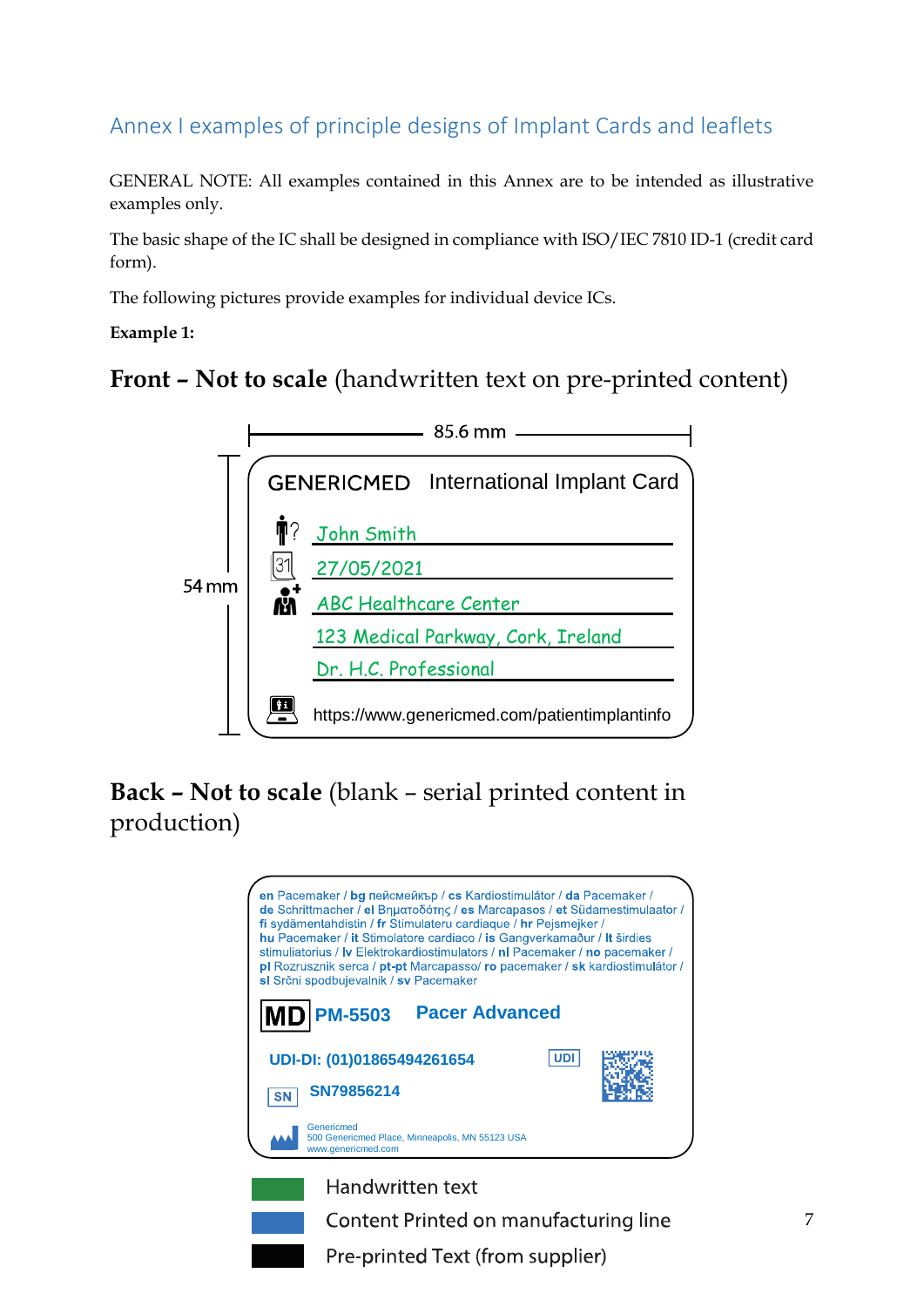## Annex I examples of principle designs of Implant Cards and leaflets

GENERAL NOTE: All examples contained in this Annex are to be intended as illustrative examples only.

The basic shape of the IC shall be designed in compliance with ISO/IEC 7810 ID-1 (credit card form).

The following pictures provide examples for individual device ICs.

**Example 1:**

### **Front – Not to scale** (handwritten text on pre-printed content)

85.6 mm

54 mm

GENERICMED International Implant Card

John Smith

27/05/2021

ABC Healthcare Center

123 Medical Parkway, Cork, Ireland

Dr. H.C. Professional

https://www.genericmed.com/patientimplantinfo

### **Back – Not to scale** (blank – serial printed content in production)

**en** Pacemaker / **bg** пейсмейкър / **cs** Kardiostimulátor / **da** Pacemaker / **de** Schrittmacher / **el** Βηματοδότης / **es** Marcapasos / **et** Südamestimulaator / **fi** sydämentahdistin / **fr** Stimulateru cardiaque / **hr** Pejsmejker / **hu** Pacemaker / **it** Stimolatore cardiaco / **is** Gangverkamaður / **lt** širdies stimuliatorius / **lv** Elektrokardiostimulators / **nl** Pacemaker / **no** pacemaker / **pl** Rozrusznik serca / **pt-pt** Marcapasso/ **ro** pacemaker / **sk** kardiostimulátor / **sl** Srčni spodbujevalnik / **sv** Pacemaker

MD **PM-5503** **Pacer Advanced**

**UDI-DI: (01)01865494261654** UDI

SN **SN79856214**

Genericmed
500 Genericmed Place, Minneapolis, MN 55123 USA
www.genericmed.com

- Handwritten text
- Content Printed on manufacturing line
- Pre-printed Text (from supplier)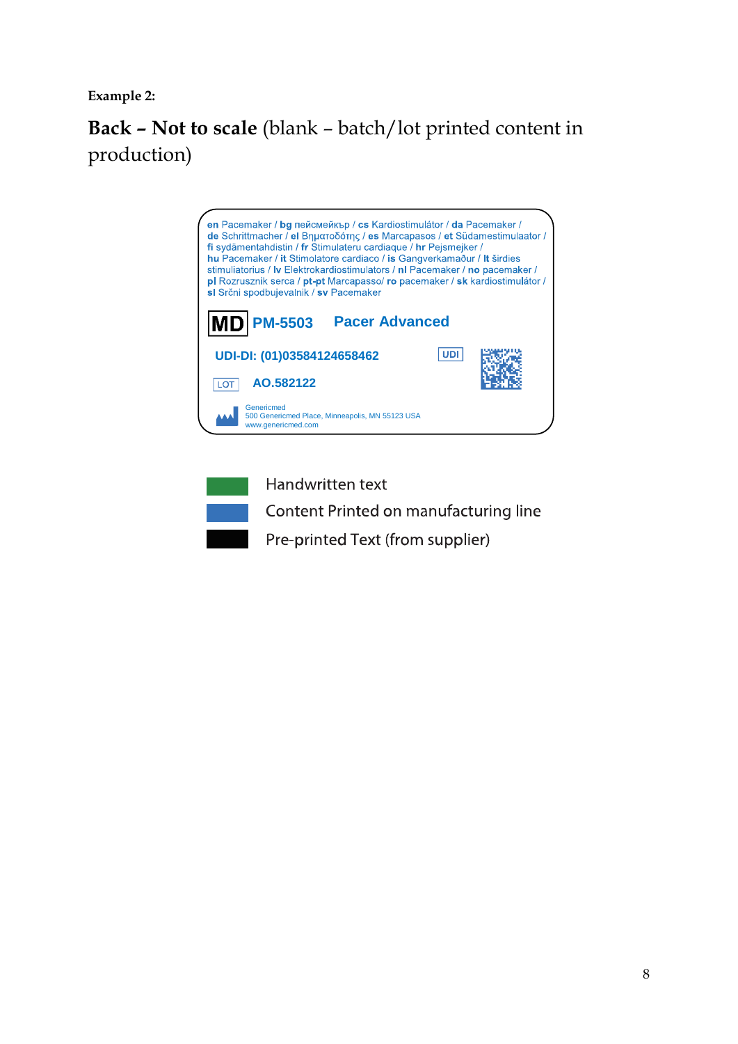**Example 2:**

**Back – Not to scale** (blank – batch/lot printed content in production)

**en** Pacemaker / **bg** пейсмейкър / **cs** Kardiostimulátor / **da** Pacemaker / **de** Schrittmacher / **el** Βηματοδότης / **es** Marcapasos / **et** Südamestimulaator / **fi** sydämentahdistin / **fr** Stimulateru cardiaque / **hr** Pejsmejker / **hu** Pacemaker / **it** Stimolatore cardiaco / **is** Gangverkamaður / **lt** širdies stimuliatorius / **lv** Elektrokardiostimulators / **nl** Pacemaker / **no** pacemaker / **pl** Rozrusznik serca / **pt-pt** Marcapasso/ **ro** pacemaker / **sk** kardiostimulátor / **sl** Srčni spodbujevalnik / **sv** Pacemaker

**MD** **PM-5503** **Pacer Advanced**

**UDI-DI: (01)03584124658462** UDI

LOT **AO.582122**

Genericmed
500 Genericmed Place, Minneapolis, MN 55123 USA
www.genericmed.com

| Colour | Meaning |
| --- | --- |
| Green | Handwritten text |
| Blue | Content Printed on manufacturing line |
| Black | Pre-printed Text (from supplier) |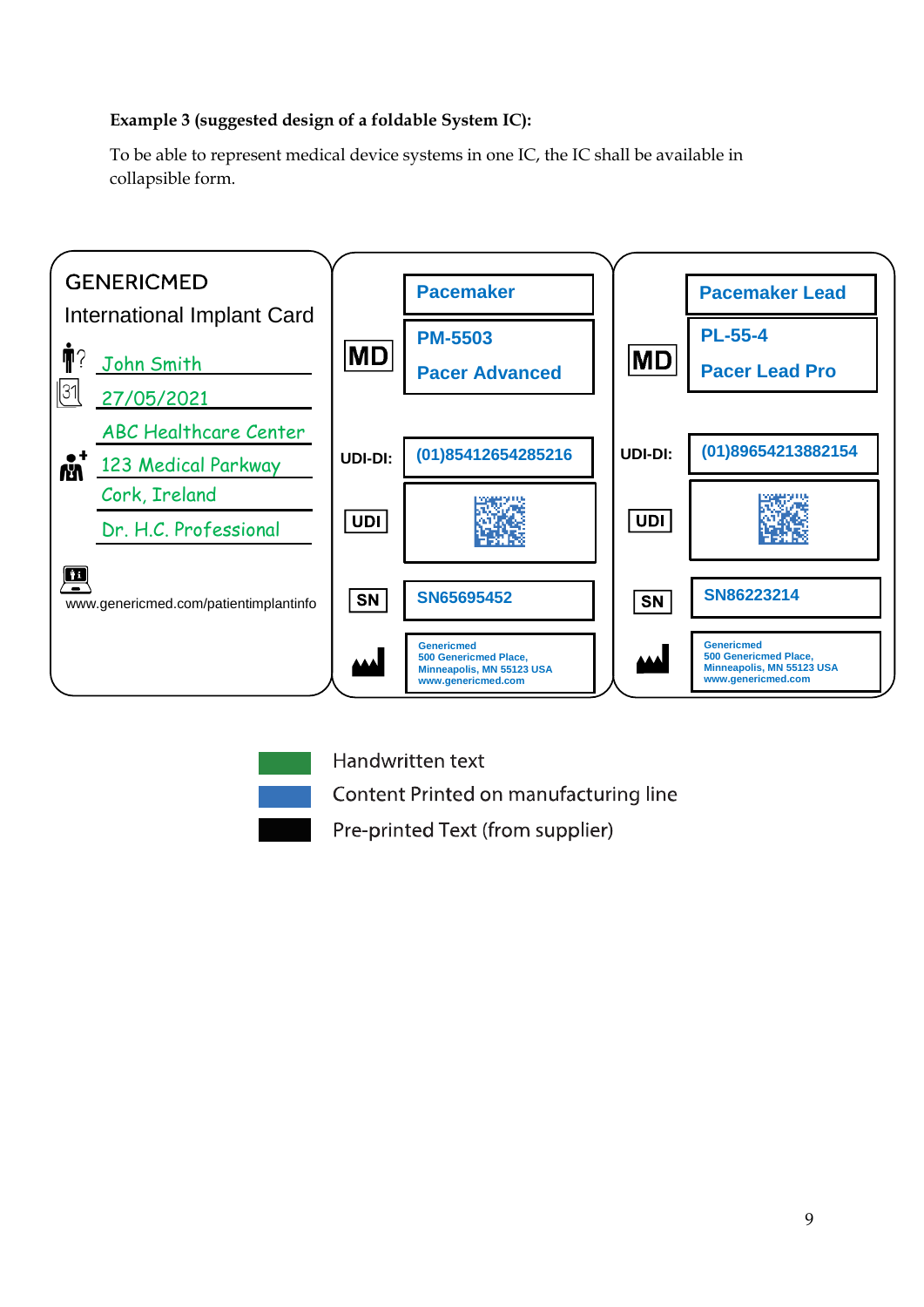**Example 3 (suggested design of a foldable System IC):**

To be able to represent medical device systems in one IC, the IC shall be available in collapsible form.

GENERICMED

International Implant Card

John Smith

27/05/2021

ABC Healthcare Center

123 Medical Parkway

Cork, Ireland

Dr. H.C. Professional

www.genericmed.com/patientimplantinfo

MD

Pacemaker

PM-5503

Pacer Advanced

UDI-DI: (01)85412654285216

UDI

SN SN65695452

Genericmed
500 Genericmed Place,
Minneapolis, MN 55123 USA
www.genericmed.com

MD

Pacemaker Lead

PL-55-4

Pacer Lead Pro

UDI-DI: (01)89654213882154

UDI

SN SN86223214

Genericmed
500 Genericmed Place,
Minneapolis, MN 55123 USA
www.genericmed.com

Handwritten text

Content Printed on manufacturing line

Pre-printed Text (from supplier)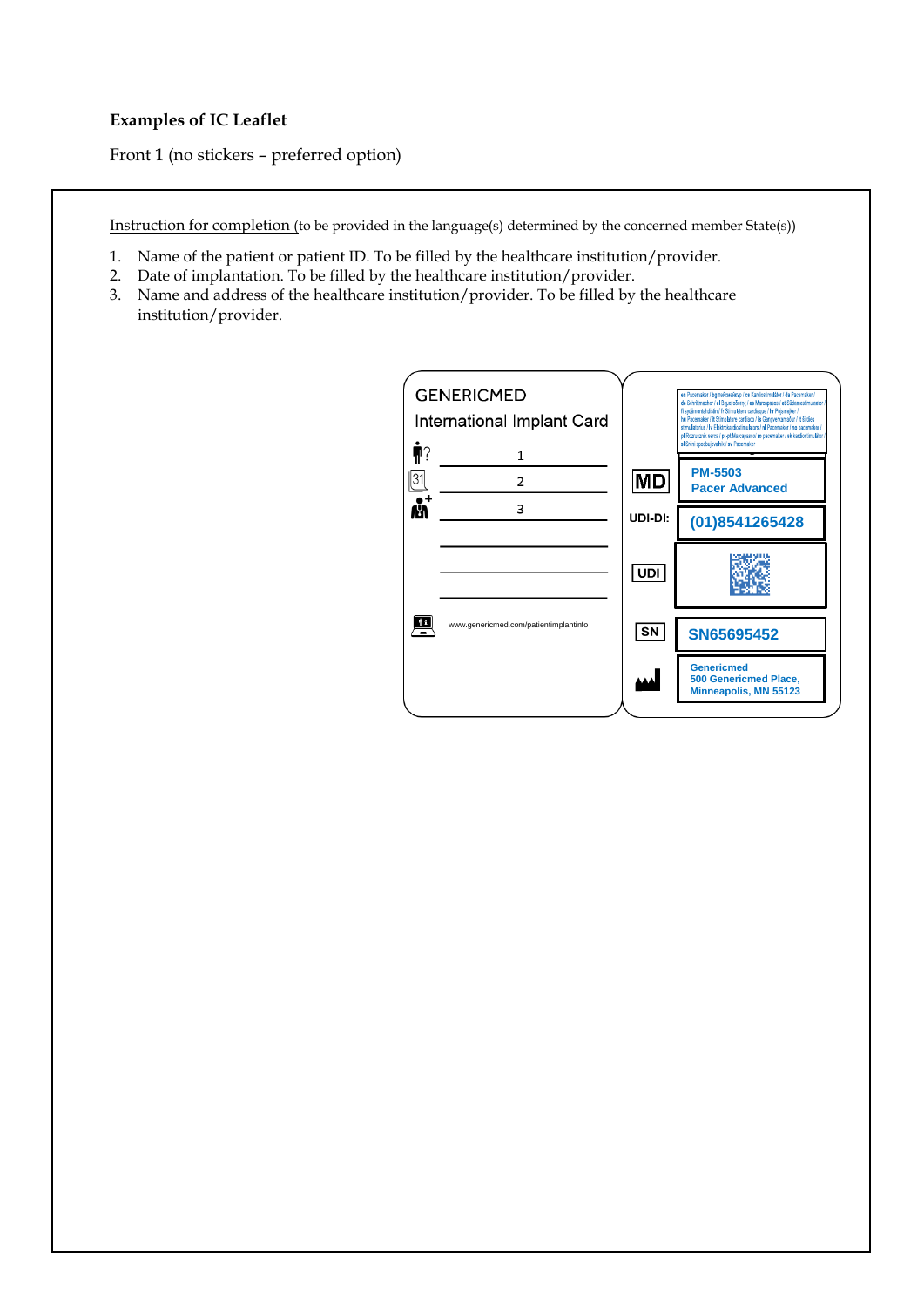**Examples of IC Leaflet**

Front 1 (no stickers – preferred option)

Instruction for completion (to be provided in the language(s) determined by the concerned member State(s))

1. Name of the patient or patient ID. To be filled by the healthcare institution/provider.
2. Date of implantation. To be filled by the healthcare institution/provider.
3. Name and address of the healthcare institution/provider. To be filled by the healthcare institution/provider.

GENERICMED

International Implant Card

1

2

3

www.genericmed.com/patientimplantinfo

MD PM-5503 Pacer Advanced

UDI-DI: (01)8541265428

UDI

SN SN65695452

Genericmed
500 Genericmed Place,
Minneapolis, MN 55123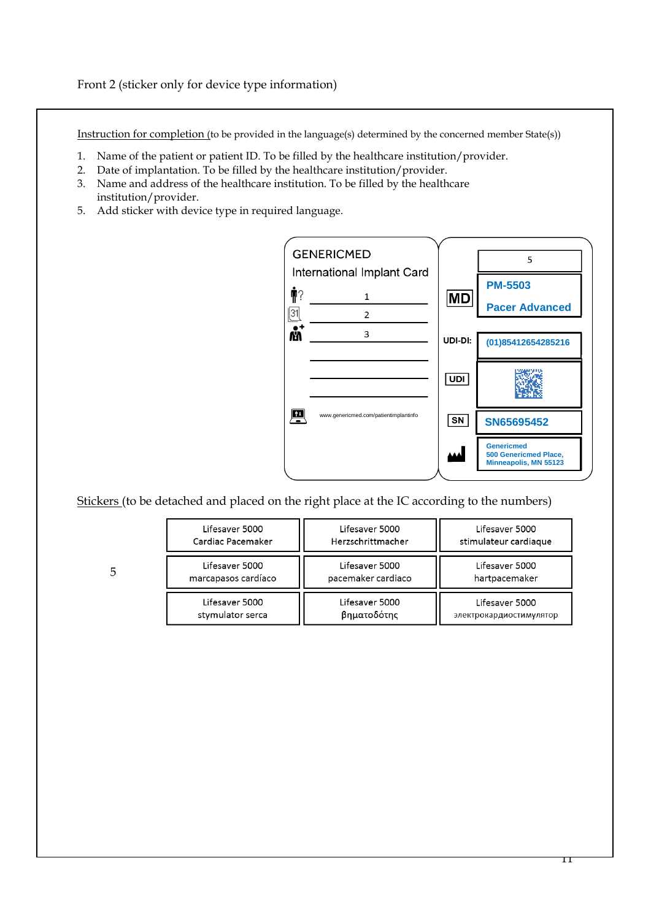Front 2 (sticker only for device type information)

Instruction for completion (to be provided in the language(s) determined by the concerned member State(s))

1. Name of the patient or patient ID. To be filled by the healthcare institution/provider.
2. Date of implantation. To be filled by the healthcare institution/provider.
3. Name and address of the healthcare institution. To be filled by the healthcare institution/provider.
5. Add sticker with device type in required language.

GENERICMED

International Implant Card

1

2

3

www.genericmed.com/patientimplantinfo

5

MD

PM-5503

Pacer Advanced

UDI-DI: (01)85412654285216

UDI

SN SN65695452

Genericmed
500 Genericmed Place,
Minneapolis, MN 55123

Stickers (to be detached and placed on the right place at the IC according to the numbers)

| | | | |
|---|---|---|---|
| 5 | Lifesaver 5000 Cardiac Pacemaker | Lifesaver 5000 Herzschrittmacher | Lifesaver 5000 stimulateur cardiaque |
| | Lifesaver 5000 marcapasos cardíaco | Lifesaver 5000 pacemaker cardiaco | Lifesaver 5000 hartpacemaker |
| | Lifesaver 5000 stymulator serca | Lifesaver 5000 βηματοδότης | Lifesaver 5000 электрокардиостимулятор |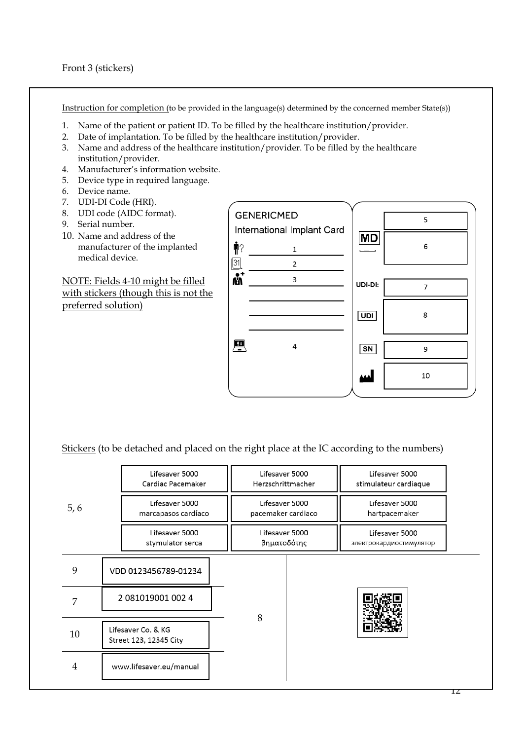Front 3 (stickers)

Instruction for completion (to be provided in the language(s) determined by the concerned member State(s))

1. Name of the patient or patient ID. To be filled by the healthcare institution/provider.
2. Date of implantation. To be filled by the healthcare institution/provider.
3. Name and address of the healthcare institution/provider. To be filled by the healthcare institution/provider.
4. Manufacturer's information website.
5. Device type in required language.
6. Device name.
7. UDI-DI Code (HRI).
8. UDI code (AIDC format).
9. Serial number.
10. Name and address of the manufacturer of the implanted medical device.

NOTE: Fields 4-10 might be filled with stickers (though this is not the preferred solution)

GENERICMED

International Implant Card

| | |
|---|---|
| 1 | 5 |
| 2 | MD: 6 |
| 3 | UDI-DI: 7 |
| | UDI: 8 |
| 4 | SN: 9 |
| | 10 |

Stickers (to be detached and placed on the right place at the IC according to the numbers)

| | | | |
|---|---|---|---|
| 5, 6 | Lifesaver 5000 Cardiac Pacemaker | Lifesaver 5000 Herzschrittmacher | Lifesaver 5000 stimulateur cardiaque |
| | Lifesaver 5000 marcapasos cardíaco | Lifesaver 5000 pacemaker cardiaco | Lifesaver 5000 hartpacemaker |
| | Lifesaver 5000 stymulator serca | Lifesaver 5000 βηματοδότης | Lifesaver 5000 электрокардиостимулятор |

| | | | |
|---|---|---|---|
| 9 | VDD 0123456789-01234 | 8 | [QR code] |
| 7 | 2 081019001 002 4 | | |
| 10 | Lifesaver Co. & KG Street 123, 12345 City | | |
| 4 | www.lifesaver.eu/manual | | |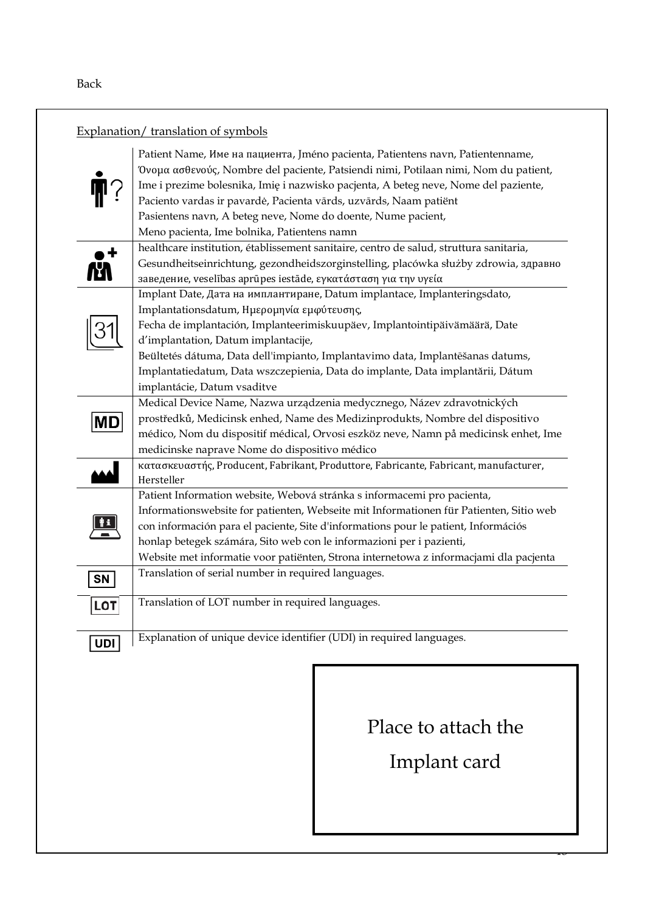Back

Explanation/ translation of symbols

| | |
|---|---|
| | Patient Name, Име на пациента, Jméno pacienta, Patientens navn, Patientenname, Όνομα ασθενούς, Nombre del paciente, Patsiendi nimi, Potilaan nimi, Nom du patient, Ime i prezime bolesnika, Imię i nazwisko pacjenta, A beteg neve, Nome del paziente, Paciento vardas ir pavardė, Pacienta vārds, uzvārds, Naam patiënt Pasientens navn, A beteg neve, Nome do doente, Nume pacient, Meno pacienta, Ime bolnika, Patientens namn |
| | healthcare institution, établissement sanitaire, centro de salud, struttura sanitaria, Gesundheitseinrichtung, gezondheidszorginstelling, placówka służby zdrowia, здравно заведение, veselības aprūpes iestāde, εγκατάσταση για την υγεία |
| 31 | Implant Date, Дата на имплантиране, Datum implantace, Implanteringsdato, Implantationsdatum, Ημερομηνία εμφύτευσης, Fecha de implantación, Implanteerimiskuupäev, Implantointipäivämäärä, Date d'implantation, Datum implantacije, Beültetés dátuma, Data dell'impianto, Implantavimo data, Implantēšanas datums, Implantatiedatum, Data wszczepienia, Data do implante, Data implantării, Dátum implantácie, Datum vsaditve |
| MD | Medical Device Name, Nazwa urządzenia medycznego, Název zdravotnických prostředků, Medicinsk enhed, Name des Medizinprodukts, Nombre del dispositivo médico, Nom du dispositif médical, Orvosi eszköz neve, Namn på medicinsk enhet, Ime medicinske naprave Nome do dispositivo médico |
| | κατασκευαστής, Producent, Fabrikant, Produttore, Fabricante, Fabricant, manufacturer, Hersteller |
| | Patient Information website, Webová stránka s informacemi pro pacienta, Informationswebsite for patienten, Webseite mit Informationen für Patienten, Sitio web con información para el paciente, Site d'informations pour le patient, Információs honlap betegek számára, Sito web con le informazioni per i pazienti, Website met informatie voor patiënten, Strona internetowa z informacjami dla pacjenta |
| SN | Translation of serial number in required languages. |
| LOT | Translation of LOT number in required languages. |
| UDI | Explanation of unique device identifier (UDI) in required languages. |

Place to attach the Implant card